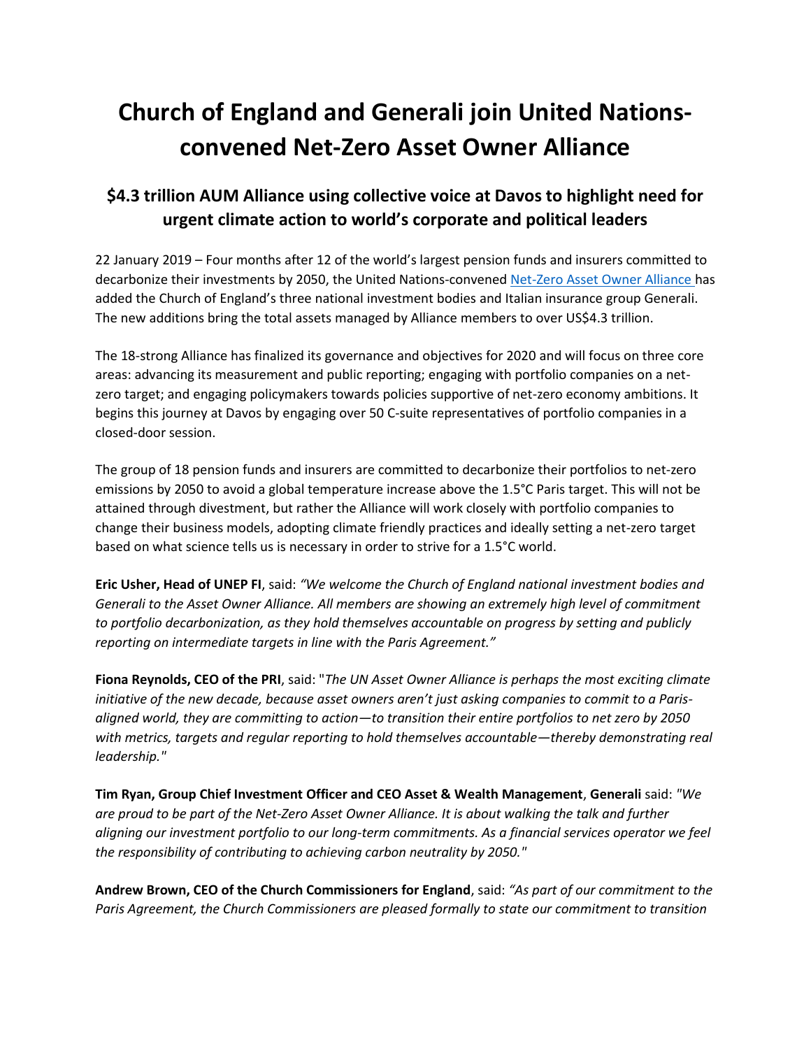# Church of England and Generali join United Nations-convened Net-Zero Asset Owner Alliance

## $4.3 trillion AUM Alliance using collective voice at Davos to highlight need for urgent climate action to world's corporate and political leaders

22 January 2019 – Four months after 12 of the world's largest pension funds and insurers committed to decarbonize their investments by 2050, the United Nations-convened [Net-Zero Asset Owner Alliance](#) has added the Church of England's three national investment bodies and Italian insurance group Generali. The new additions bring the total assets managed by Alliance members to over US$4.3 trillion.

The 18-strong Alliance has finalized its governance and objectives for 2020 and will focus on three core areas: advancing its measurement and public reporting; engaging with portfolio companies on a net-zero target; and engaging policymakers towards policies supportive of net-zero economy ambitions. It begins this journey at Davos by engaging over 50 C-suite representatives of portfolio companies in a closed-door session.

The group of 18 pension funds and insurers are committed to decarbonize their portfolios to net-zero emissions by 2050 to avoid a global temperature increase above the 1.5°C Paris target. This will not be attained through divestment, but rather the Alliance will work closely with portfolio companies to change their business models, adopting climate friendly practices and ideally setting a net-zero target based on what science tells us is necessary in order to strive for a 1.5°C world.

**Eric Usher, Head of UNEP FI**, said: *"We welcome the Church of England national investment bodies and Generali to the Asset Owner Alliance. All members are showing an extremely high level of commitment to portfolio decarbonization, as they hold themselves accountable on progress by setting and publicly reporting on intermediate targets in line with the Paris Agreement."*

**Fiona Reynolds, CEO of the PRI**, said: "*The UN Asset Owner Alliance is perhaps the most exciting climate initiative of the new decade, because asset owners aren't just asking companies to commit to a Paris-aligned world, they are committing to action—to transition their entire portfolios to net zero by 2050 with metrics, targets and regular reporting to hold themselves accountable—thereby demonstrating real leadership.*"

**Tim Ryan, Group Chief Investment Officer and CEO Asset & Wealth Management**, **Generali** said: *"We are proud to be part of the Net-Zero Asset Owner Alliance. It is about walking the talk and further aligning our investment portfolio to our long-term commitments. As a financial services operator we feel the responsibility of contributing to achieving carbon neutrality by 2050."*

**Andrew Brown, CEO of the Church Commissioners for England**, said: *"As part of our commitment to the Paris Agreement, the Church Commissioners are pleased formally to state our commitment to transition*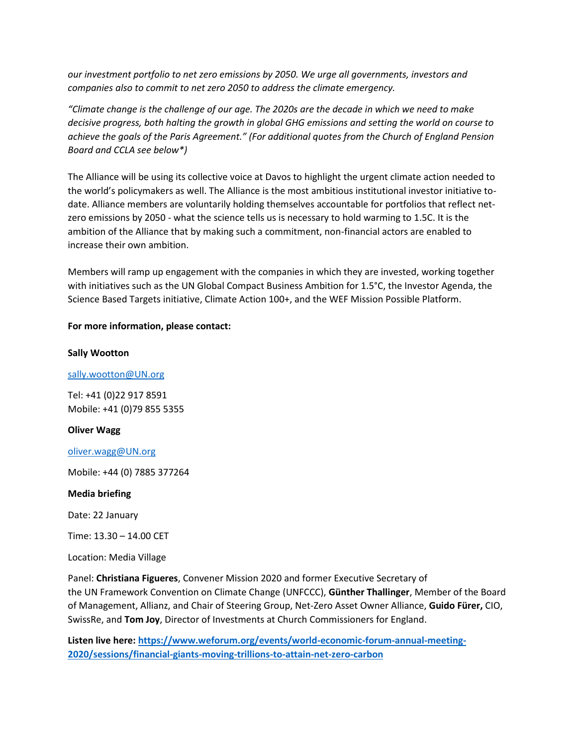*our investment portfolio to net zero emissions by 2050. We urge all governments, investors and companies also to commit to net zero 2050 to address the climate emergency.*

*"Climate change is the challenge of our age. The 2020s are the decade in which we need to make decisive progress, both halting the growth in global GHG emissions and setting the world on course to achieve the goals of the Paris Agreement." (For additional quotes from the Church of England Pension Board and CCLA see below*)*

The Alliance will be using its collective voice at Davos to highlight the urgent climate action needed to the world's policymakers as well. The Alliance is the most ambitious institutional investor initiative to-date. Alliance members are voluntarily holding themselves accountable for portfolios that reflect net-zero emissions by 2050 - what the science tells us is necessary to hold warming to 1.5C. It is the ambition of the Alliance that by making such a commitment, non-financial actors are enabled to increase their own ambition.

Members will ramp up engagement with the companies in which they are invested, working together with initiatives such as the UN Global Compact Business Ambition for 1.5°C, the Investor Agenda, the Science Based Targets initiative, Climate Action 100+, and the WEF Mission Possible Platform.

**For more information, please contact:**

**Sally Wootton**

[sally.wootton@UN.org](mailto:sally.wootton@UN.org)

Tel: +41 (0)22 917 8591
Mobile: +41 (0)79 855 5355

**Oliver Wagg**

[oliver.wagg@UN.org](mailto:oliver.wagg@UN.org)

Mobile: +44 (0) 7885 377264

**Media briefing**

Date: 22 January

Time: 13.30 – 14.00 CET

Location: Media Village

Panel: **Christiana Figueres**, Convener Mission 2020 and former Executive Secretary of the UN Framework Convention on Climate Change (UNFCCC), **Günther Thallinger**, Member of the Board of Management, Allianz, and Chair of Steering Group, Net-Zero Asset Owner Alliance, **Guido Fürer,** CIO, SwissRe, and **Tom Joy**, Director of Investments at Church Commissioners for England.

**Listen live here: [https://www.weforum.org/events/world-economic-forum-annual-meeting-2020/sessions/financial-giants-moving-trillions-to-attain-net-zero-carbon](https://www.weforum.org/events/world-economic-forum-annual-meeting-2020/sessions/financial-giants-moving-trillions-to-attain-net-zero-carbon)**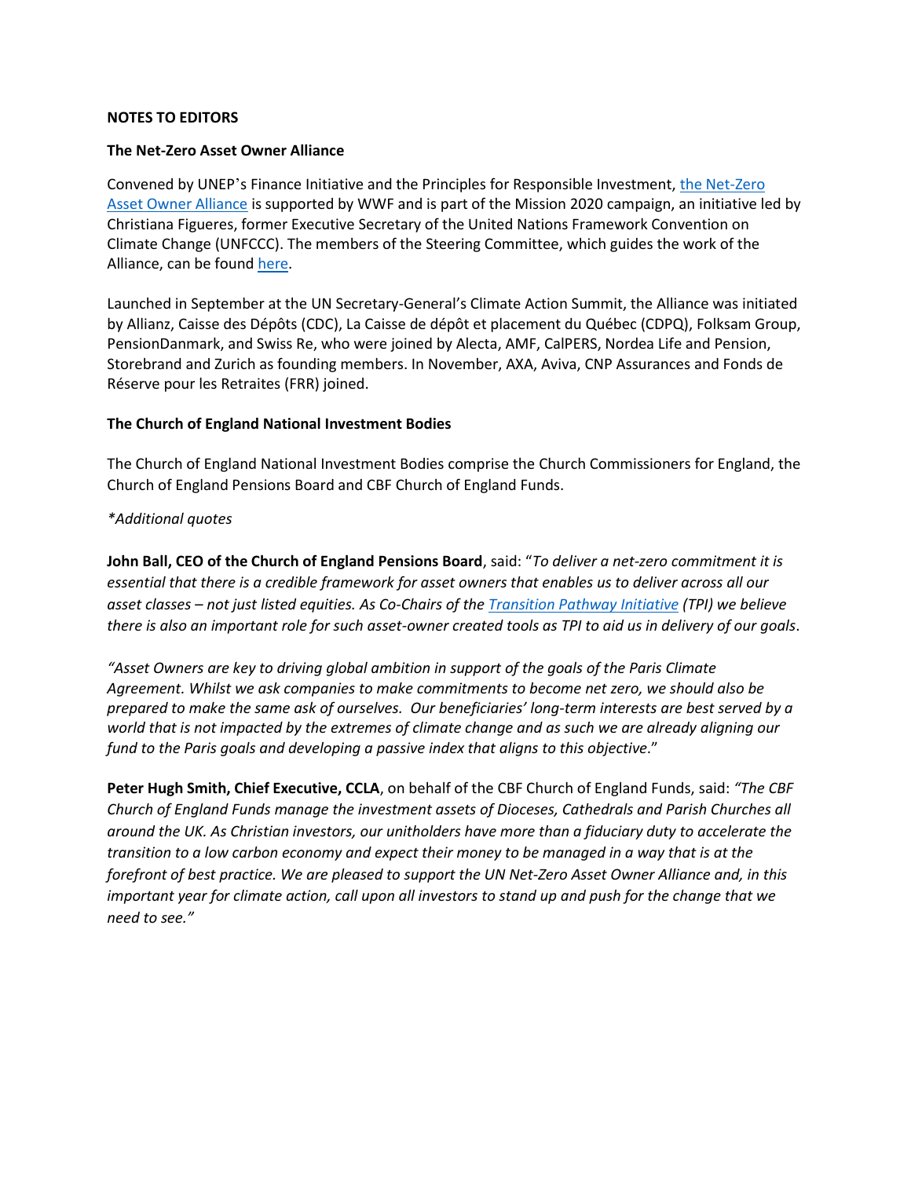**NOTES TO EDITORS**

**The Net-Zero Asset Owner Alliance**

Convened by UNEP's Finance Initiative and the Principles for Responsible Investment, the Net-Zero Asset Owner Alliance is supported by WWF and is part of the Mission 2020 campaign, an initiative led by Christiana Figueres, former Executive Secretary of the United Nations Framework Convention on Climate Change (UNFCCC). The members of the Steering Committee, which guides the work of the Alliance, can be found here.

Launched in September at the UN Secretary-General's Climate Action Summit, the Alliance was initiated by Allianz, Caisse des Dépôts (CDC), La Caisse de dépôt et placement du Québec (CDPQ), Folksam Group, PensionDanmark, and Swiss Re, who were joined by Alecta, AMF, CalPERS, Nordea Life and Pension, Storebrand and Zurich as founding members. In November, AXA, Aviva, CNP Assurances and Fonds de Réserve pour les Retraites (FRR) joined.

**The Church of England National Investment Bodies**

The Church of England National Investment Bodies comprise the Church Commissioners for England, the Church of England Pensions Board and CBF Church of England Funds.

*\*Additional quotes*

**John Ball, CEO of the Church of England Pensions Board**, said: "*To deliver a net-zero commitment it is essential that there is a credible framework for asset owners that enables us to deliver across all our asset classes – not just listed equities. As Co-Chairs of the Transition Pathway Initiative (TPI) we believe there is also an important role for such asset-owner created tools as TPI to aid us in delivery of our goals*.

*"Asset Owners are key to driving global ambition in support of the goals of the Paris Climate Agreement. Whilst we ask companies to make commitments to become net zero, we should also be prepared to make the same ask of ourselves. Our beneficiaries' long-term interests are best served by a world that is not impacted by the extremes of climate change and as such we are already aligning our fund to the Paris goals and developing a passive index that aligns to this objective*."

**Peter Hugh Smith, Chief Executive, CCLA**, on behalf of the CBF Church of England Funds, said: *"The CBF Church of England Funds manage the investment assets of Dioceses, Cathedrals and Parish Churches all around the UK. As Christian investors, our unitholders have more than a fiduciary duty to accelerate the transition to a low carbon economy and expect their money to be managed in a way that is at the forefront of best practice. We are pleased to support the UN Net-Zero Asset Owner Alliance and, in this important year for climate action, call upon all investors to stand up and push for the change that we need to see."*